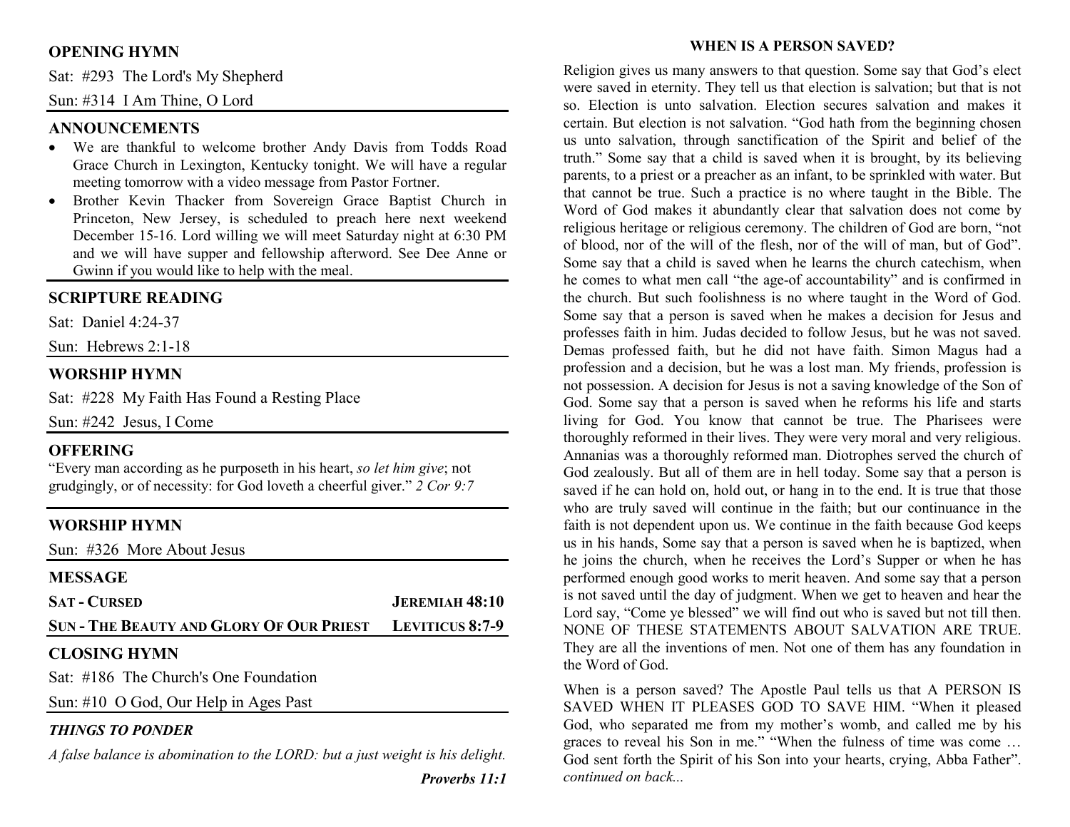## OPENING HYMN

Sat: #293 The Lord's My Shepherd

Sun: #314 I Am Thine, O Lord

## ANNOUNCEMENTS

- We are thankful to welcome brother Andy Davis from Todds Road Grace Church in Lexington, Kentucky tonight. We will have a regular meeting tomorrow with a video message from Pastor Fortner.
- Brother Kevin Thacker from Sovereign Grace Baptist Church in Princeton, New Jersey, is scheduled to preach here next weekend December 15-16. Lord willing we will meet Saturday night at 6:30 PM and we will have supper and fellowship afterword. See Dee Anne or Gwinn if you would like to help with the meal.

## SCRIPTURE READING

Sat: Daniel 4:24-37

Sun: Hebrews 2:1-18

## WORSHIP HYMN

Sat: #228 My Faith Has Found a Resting Place

Sun: #242 Jesus, I Come

## OFFERING

"Every man according as he purposeth in his heart, *so let him give*; not grudgingly, or of necessity: for God loveth a cheerful giver." *2 Cor 9:7*

## WORSHIP HYMN

Sun: #326 More About Jesus

## MESSAGE

**SAT - CURSED** — **JEREMIAH 48:10**

**SUN - THE BEAUTY AND GLORY OF OUR PRIEST** — **LEVITICUS 8:7-9**

## CLOSING HYMN

Sat: #186 The Church's One Foundation

Sun: #10 O God, Our Help in Ages Past

### *THINGS TO PONDER*

*A false balance is abomination to the LORD: but a just weight is his delight.*

***Proverbs 11:1***

## WHEN IS A PERSON SAVED?

Religion gives us many answers to that question. Some say that God's elect were saved in eternity. They tell us that election is salvation; but that is not so. Election is unto salvation. Election secures salvation and makes it certain. But election is not salvation. "God hath from the beginning chosen us unto salvation, through sanctification of the Spirit and belief of the truth." Some say that a child is saved when it is brought, by its believing parents, to a priest or a preacher as an infant, to be sprinkled with water. But that cannot be true. Such a practice is no where taught in the Bible. The Word of God makes it abundantly clear that salvation does not come by religious heritage or religious ceremony. The children of God are born, "not of blood, nor of the will of the flesh, nor of the will of man, but of God". Some say that a child is saved when he learns the church catechism, when he comes to what men call "the age-of accountability" and is confirmed in the church. But such foolishness is no where taught in the Word of God. Some say that a person is saved when he makes a decision for Jesus and professes faith in him. Judas decided to follow Jesus, but he was not saved. Demas professed faith, but he did not have faith. Simon Magus had a profession and a decision, but he was a lost man. My friends, profession is not possession. A decision for Jesus is not a saving knowledge of the Son of God. Some say that a person is saved when he reforms his life and starts living for God. You know that cannot be true. The Pharisees were thoroughly reformed in their lives. They were very moral and very religious. Annanias was a thoroughly reformed man. Diotrophes served the church of God zealously. But all of them are in hell today. Some say that a person is saved if he can hold on, hold out, or hang in to the end. It is true that those who are truly saved will continue in the faith; but our continuance in the faith is not dependent upon us. We continue in the faith because God keeps us in his hands, Some say that a person is saved when he is baptized, when he joins the church, when he receives the Lord's Supper or when he has performed enough good works to merit heaven. And some say that a person is not saved until the day of judgment. When we get to heaven and hear the Lord say, "Come ye blessed" we will find out who is saved but not till then. NONE OF THESE STATEMENTS ABOUT SALVATION ARE TRUE. They are all the inventions of men. Not one of them has any foundation in the Word of God.

When is a person saved? The Apostle Paul tells us that A PERSON IS SAVED WHEN IT PLEASES GOD TO SAVE HIM. "When it pleased God, who separated me from my mother's womb, and called me by his graces to reveal his Son in me." "When the fulness of time was come … God sent forth the Spirit of his Son into your hearts, crying, Abba Father". *continued on back...*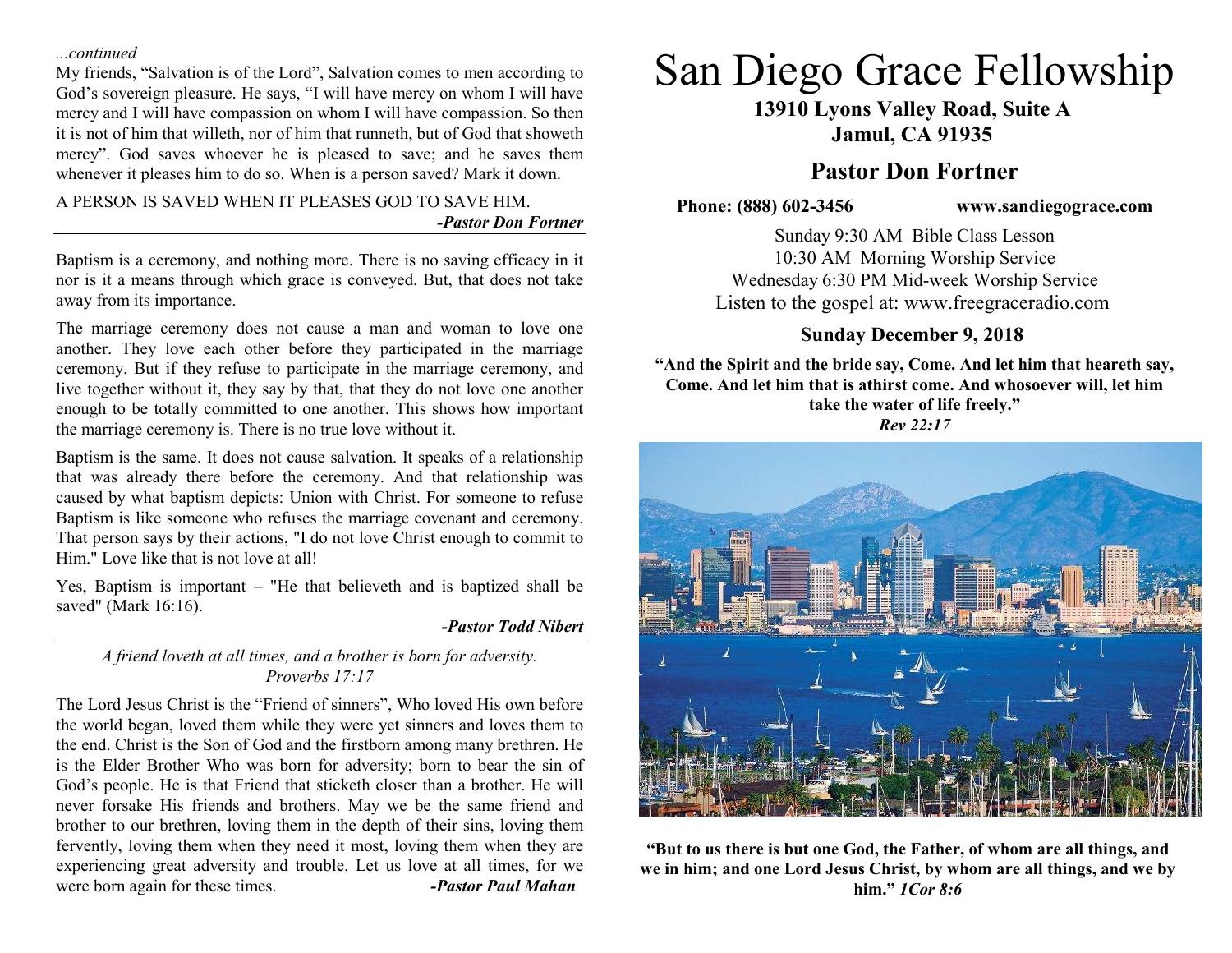*...continued*

My friends, "Salvation is of the Lord", Salvation comes to men according to God's sovereign pleasure. He says, "I will have mercy on whom I will have mercy and I will have compassion on whom I will have compassion. So then it is not of him that willeth, nor of him that runneth, but of God that showeth mercy". God saves whoever he is pleased to save; and he saves them whenever it pleases him to do so. When is a person saved? Mark it down.

A PERSON IS SAVED WHEN IT PLEASES GOD TO SAVE HIM.

***-Pastor Don Fortner***

---

Baptism is a ceremony, and nothing more. There is no saving efficacy in it nor is it a means through which grace is conveyed. But, that does not take away from its importance.

The marriage ceremony does not cause a man and woman to love one another. They love each other before they participated in the marriage ceremony. But if they refuse to participate in the marriage ceremony, and live together without it, they say by that, that they do not love one another enough to be totally committed to one another. This shows how important the marriage ceremony is. There is no true love without it.

Baptism is the same. It does not cause salvation. It speaks of a relationship that was already there before the ceremony. And that relationship was caused by what baptism depicts: Union with Christ. For someone to refuse Baptism is like someone who refuses the marriage covenant and ceremony. That person says by their actions, "I do not love Christ enough to commit to Him." Love like that is not love at all!

Yes, Baptism is important – "He that believeth and is baptized shall be saved" (Mark 16:16).

***-Pastor Todd Nibert***

---

*A friend loveth at all times, and a brother is born for adversity.*
*Proverbs 17:17*

The Lord Jesus Christ is the "Friend of sinners", Who loved His own before the world began, loved them while they were yet sinners and loves them to the end. Christ is the Son of God and the firstborn among many brethren. He is the Elder Brother Who was born for adversity; born to bear the sin of God's people. He is that Friend that sticketh closer than a brother. He will never forsake His friends and brothers. May we be the same friend and brother to our brethren, loving them in the depth of their sins, loving them fervently, loving them when they need it most, loving them when they are experiencing great adversity and trouble. Let us love at all times, for we were born again for these times. ***-Pastor Paul Mahan***

# San Diego Grace Fellowship

**13910 Lyons Valley Road, Suite A**
**Jamul, CA 91935**

## Pastor Don Fortner

**Phone: (888) 602-3456** **www.sandiegograce.com**

Sunday 9:30 AM Bible Class Lesson
10:30 AM Morning Worship Service
Wednesday 6:30 PM Mid-week Worship Service
Listen to the gospel at: www.freegraceradio.com

### Sunday December 9, 2018

**"And the Spirit and the bride say, Come. And let him that heareth say, Come. And let him that is athirst come. And whosoever will, let him take the water of life freely."**
***Rev 22:17***

**"But to us there is but one God, the Father, of whom are all things, and we in him; and one Lord Jesus Christ, by whom are all things, and we by him."** ***1Cor 8:6***